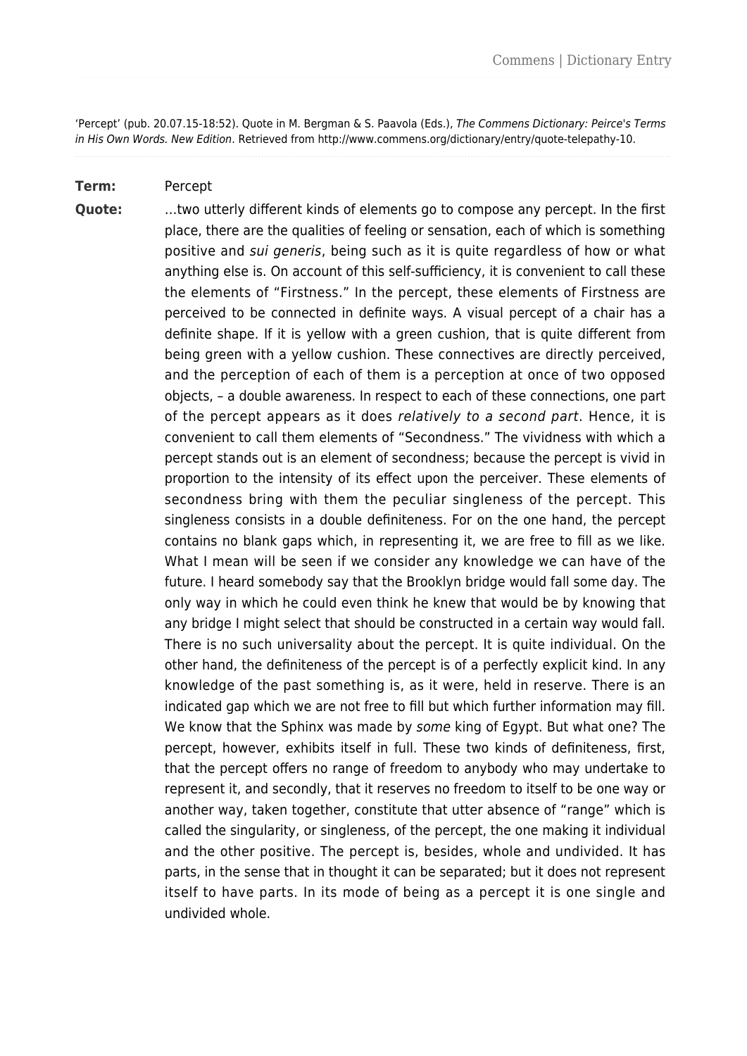'Percept' (pub. 20.07.15-18:52). Quote in M. Bergman & S. Paavola (Eds.), *The Commens Dictionary: Peirce's Terms in His Own Words. New Edition*. Retrieved from http://www.commens.org/dictionary/entry/quote-telepathy-10.

**Term:** Percept

**Quote:** …two utterly different kinds of elements go to compose any percept. In the first place, there are the qualities of feeling or sensation, each of which is something positive and *sui generis*, being such as it is quite regardless of how or what anything else is. On account of this self-sufficiency, it is convenient to call these the elements of "Firstness." In the percept, these elements of Firstness are perceived to be connected in definite ways. A visual percept of a chair has a definite shape. If it is yellow with a green cushion, that is quite different from being green with a yellow cushion. These connectives are directly perceived, and the perception of each of them is a perception at once of two opposed objects, – a double awareness. In respect to each of these connections, one part of the percept appears as it does *relatively to a second part*. Hence, it is convenient to call them elements of "Secondness." The vividness with which a percept stands out is an element of secondness; because the percept is vivid in proportion to the intensity of its effect upon the perceiver. These elements of secondness bring with them the peculiar singleness of the percept. This singleness consists in a double definiteness. For on the one hand, the percept contains no blank gaps which, in representing it, we are free to fill as we like. What I mean will be seen if we consider any knowledge we can have of the future. I heard somebody say that the Brooklyn bridge would fall some day. The only way in which he could even think he knew that would be by knowing that any bridge I might select that should be constructed in a certain way would fall. There is no such universality about the percept. It is quite individual. On the other hand, the definiteness of the percept is of a perfectly explicit kind. In any knowledge of the past something is, as it were, held in reserve. There is an indicated gap which we are not free to fill but which further information may fill. We know that the Sphinx was made by *some* king of Egypt. But what one? The percept, however, exhibits itself in full. These two kinds of definiteness, first, that the percept offers no range of freedom to anybody who may undertake to represent it, and secondly, that it reserves no freedom to itself to be one way or another way, taken together, constitute that utter absence of "range" which is called the singularity, or singleness, of the percept, the one making it individual and the other positive. The percept is, besides, whole and undivided. It has parts, in the sense that in thought it can be separated; but it does not represent itself to have parts. In its mode of being as a percept it is one single and undivided whole.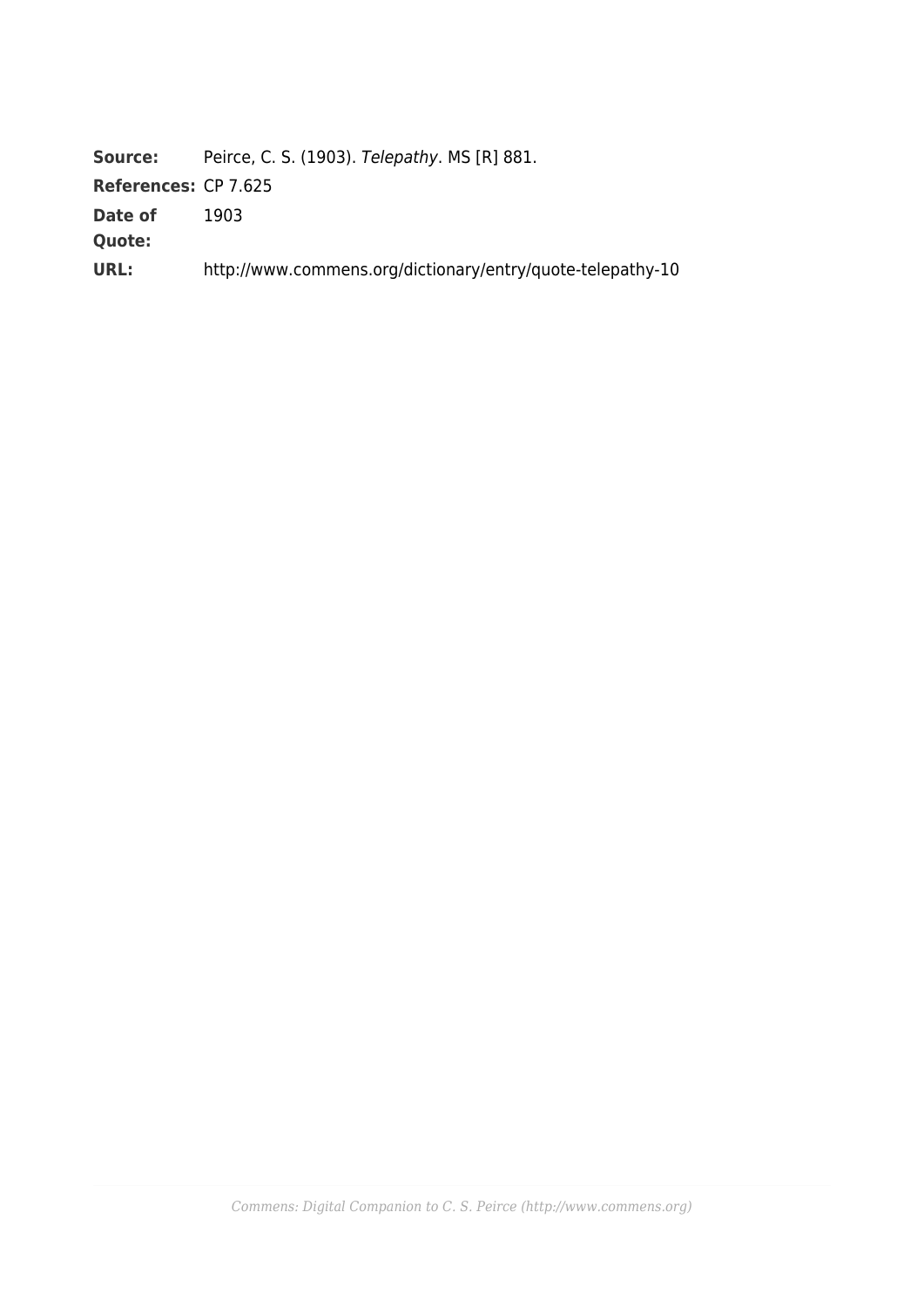**Source:** Peirce, C. S. (1903). *Telepathy*. MS [R] 881.

**References:** CP 7.625

**Date of Quote:** 1903

**URL:** http://www.commens.org/dictionary/entry/quote-telepathy-10